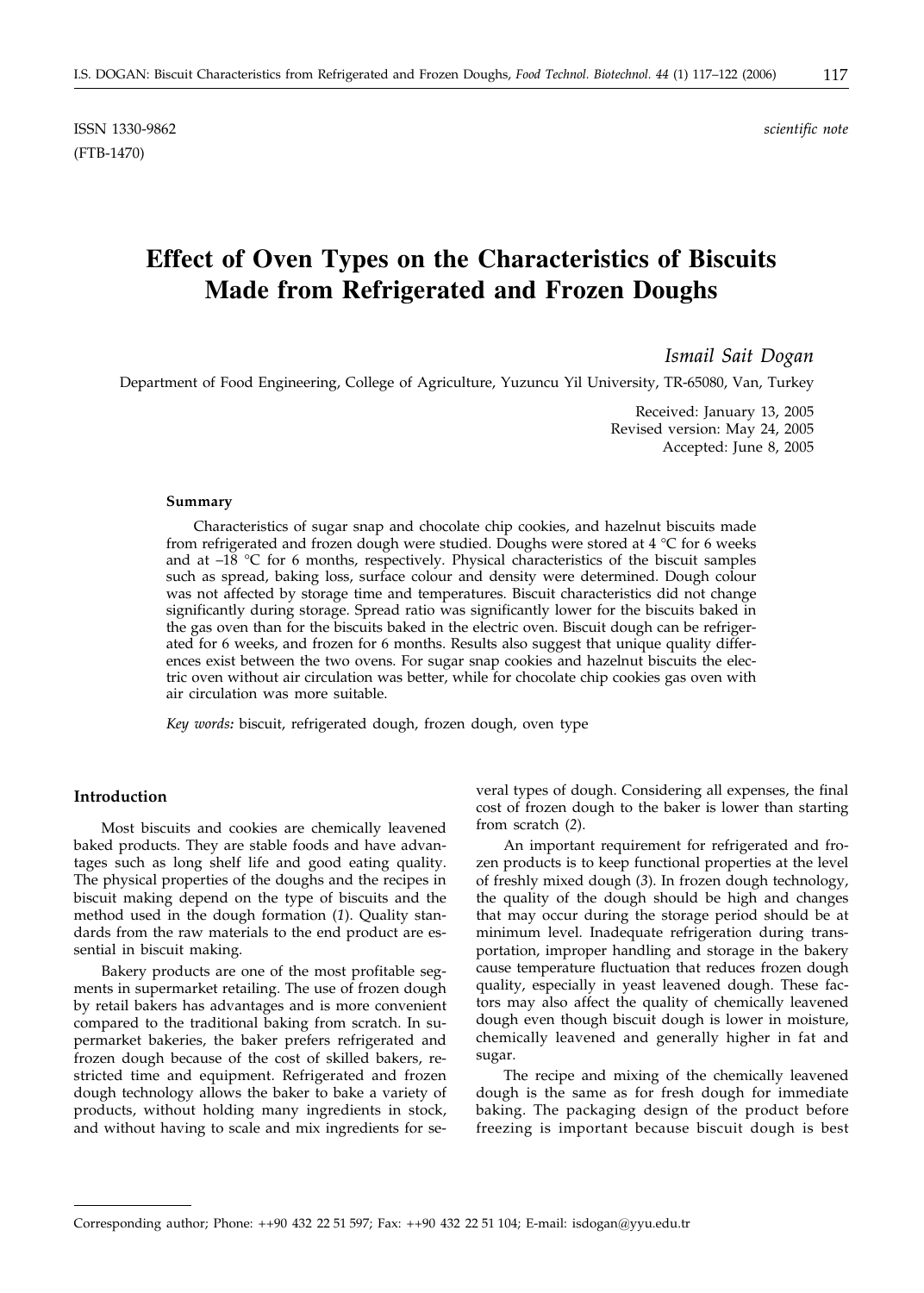ISSN 1330-9862
(FTB-1470)

*scientific note*

# Effect of Oven Types on the Characteristics of Biscuits Made from Refrigerated and Frozen Doughs

*Ismail Sait Dogan*

Department of Food Engineering, College of Agriculture, Yuzuncu Yil University, TR-65080, Van, Turkey

Received: January 13, 2005
Revised version: May 24, 2005
Accepted: June 8, 2005

**Summary**

Characteristics of sugar snap and chocolate chip cookies, and hazelnut biscuits made from refrigerated and frozen dough were studied. Doughs were stored at 4 °C for 6 weeks and at –18 °C for 6 months, respectively. Physical characteristics of the biscuit samples such as spread, baking loss, surface colour and density were determined. Dough colour was not affected by storage time and temperatures. Biscuit characteristics did not change significantly during storage. Spread ratio was significantly lower for the biscuits baked in the gas oven than for the biscuits baked in the electric oven. Biscuit dough can be refrigerated for 6 weeks, and frozen for 6 months. Results also suggest that unique quality differences exist between the two ovens. For sugar snap cookies and hazelnut biscuits the electric oven without air circulation was better, while for chocolate chip cookies gas oven with air circulation was more suitable.

*Key words:* biscuit, refrigerated dough, frozen dough, oven type

## Introduction

Most biscuits and cookies are chemically leavened baked products. They are stable foods and have advantages such as long shelf life and good eating quality. The physical properties of the doughs and the recipes in biscuit making depend on the type of biscuits and the method used in the dough formation (*1*). Quality standards from the raw materials to the end product are essential in biscuit making.

Bakery products are one of the most profitable segments in supermarket retailing. The use of frozen dough by retail bakers has advantages and is more convenient compared to the traditional baking from scratch. In supermarket bakeries, the baker prefers refrigerated and frozen dough because of the cost of skilled bakers, restricted time and equipment. Refrigerated and frozen dough technology allows the baker to bake a variety of products, without holding many ingredients in stock, and without having to scale and mix ingredients for several types of dough. Considering all expenses, the final cost of frozen dough to the baker is lower than starting from scratch (*2*).

An important requirement for refrigerated and frozen products is to keep functional properties at the level of freshly mixed dough (*3*). In frozen dough technology, the quality of the dough should be high and changes that may occur during the storage period should be at minimum level. Inadequate refrigeration during transportation, improper handling and storage in the bakery cause temperature fluctuation that reduces frozen dough quality, especially in yeast leavened dough. These factors may also affect the quality of chemically leavened dough even though biscuit dough is lower in moisture, chemically leavened and generally higher in fat and sugar.

The recipe and mixing of the chemically leavened dough is the same as for fresh dough for immediate baking. The packaging design of the product before freezing is important because biscuit dough is best

Corresponding author; Phone: ++90 432 22 51 597; Fax: ++90 432 22 51 104; E-mail: isdogan@yyu.edu.tr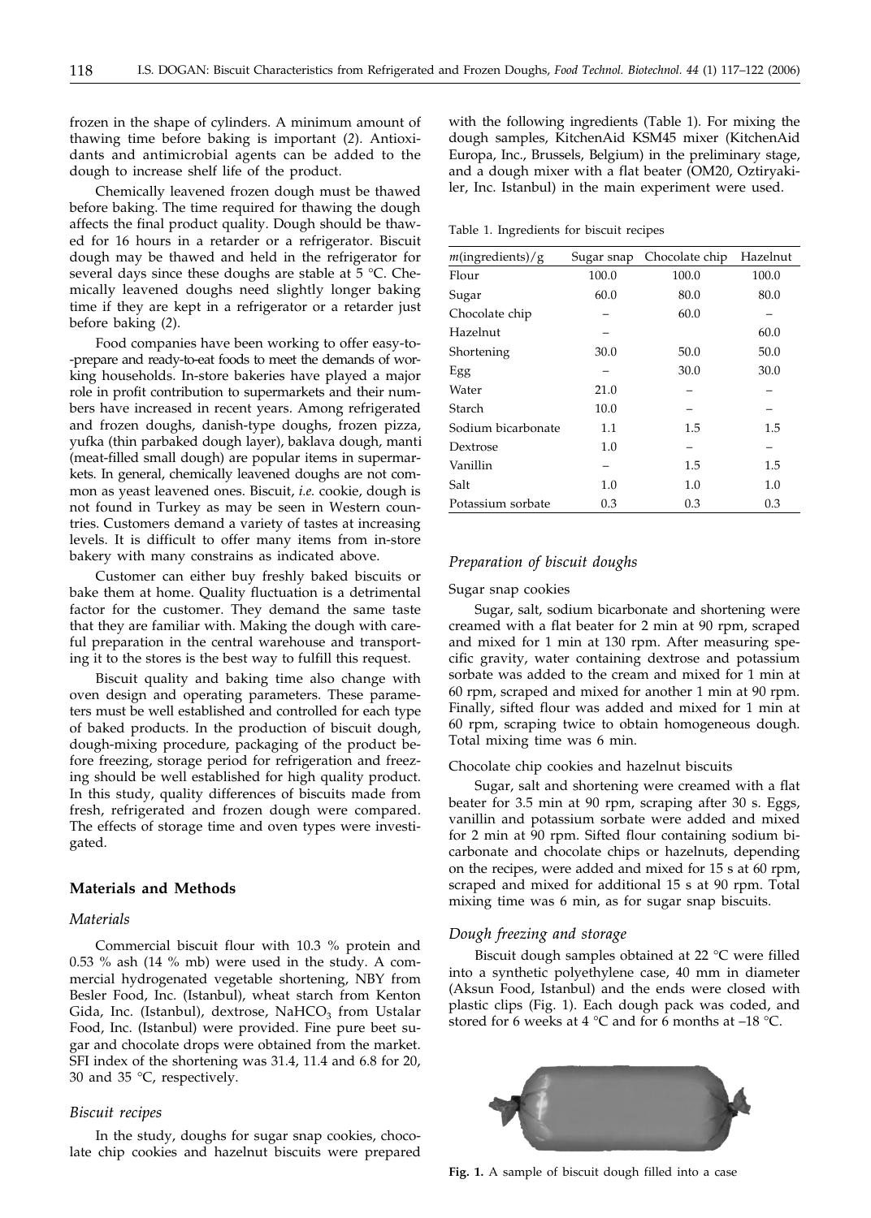frozen in the shape of cylinders. A minimum amount of thawing time before baking is important (*2*). Antioxidants and antimicrobial agents can be added to the dough to increase shelf life of the product.

Chemically leavened frozen dough must be thawed before baking. The time required for thawing the dough affects the final product quality. Dough should be thawed for 16 hours in a retarder or a refrigerator. Biscuit dough may be thawed and held in the refrigerator for several days since these doughs are stable at 5 °C. Chemically leavened doughs need slightly longer baking time if they are kept in a refrigerator or a retarder just before baking (*2*).

Food companies have been working to offer easy-to-prepare and ready-to-eat foods to meet the demands of working households. In-store bakeries have played a major role in profit contribution to supermarkets and their numbers have increased in recent years. Among refrigerated and frozen doughs, danish-type doughs, frozen pizza, yufka (thin parbaked dough layer), baklava dough, manti (meat-filled small dough) are popular items in supermarkets. In general, chemically leavened doughs are not common as yeast leavened ones. Biscuit, *i.e.* cookie, dough is not found in Turkey as may be seen in Western countries. Customers demand a variety of tastes at increasing levels. It is difficult to offer many items from in-store bakery with many constrains as indicated above.

Customer can either buy freshly baked biscuits or bake them at home. Quality fluctuation is a detrimental factor for the customer. They demand the same taste that they are familiar with. Making the dough with careful preparation in the central warehouse and transporting it to the stores is the best way to fulfill this request.

Biscuit quality and baking time also change with oven design and operating parameters. These parameters must be well established and controlled for each type of baked products. In the production of biscuit dough, dough-mixing procedure, packaging of the product before freezing, storage period for refrigeration and freezing should be well established for high quality product. In this study, quality differences of biscuits made from fresh, refrigerated and frozen dough were compared. The effects of storage time and oven types were investigated.

## Materials and Methods

### *Materials*

Commercial biscuit flour with 10.3 % protein and 0.53 % ash (14 % mb) were used in the study. A commercial hydrogenated vegetable shortening, NBY from Besler Food, Inc. (Istanbul), wheat starch from Kenton Gida, Inc. (Istanbul), dextrose, $NaHCO_3$ from Ustalar Food, Inc. (Istanbul) were provided. Fine pure beet sugar and chocolate drops were obtained from the market. SFI index of the shortening was 31.4, 11.4 and 6.8 for 20, 30 and 35 °C, respectively.

### *Biscuit recipes*

In the study, doughs for sugar snap cookies, chocolate chip cookies and hazelnut biscuits were prepared with the following ingredients (Table 1). For mixing the dough samples, KitchenAid KSM45 mixer (KitchenAid Europa, Inc., Brussels, Belgium) in the preliminary stage, and a dough mixer with a flat beater (OM20, Oztiryakiler, Inc. Istanbul) in the main experiment were used.

Table 1. Ingredients for biscuit recipes

| *m*(ingredients)/g | Sugar snap | Chocolate chip | Hazelnut |
|---|---|---|---|
| Flour | 100.0 | 100.0 | 100.0 |
| Sugar | 60.0 | 80.0 | 80.0 |
| Chocolate chip | – | 60.0 | – |
| Hazelnut | – | | 60.0 |
| Shortening | 30.0 | 50.0 | 50.0 |
| Egg | – | 30.0 | 30.0 |
| Water | 21.0 | – | – |
| Starch | 10.0 | – | – |
| Sodium bicarbonate | 1.1 | 1.5 | 1.5 |
| Dextrose | 1.0 | – | – |
| Vanillin | – | 1.5 | 1.5 |
| Salt | 1.0 | 1.0 | 1.0 |
| Potassium sorbate | 0.3 | 0.3 | 0.3 |

### *Preparation of biscuit doughs*

#### Sugar snap cookies

Sugar, salt, sodium bicarbonate and shortening were creamed with a flat beater for 2 min at 90 rpm, scraped and mixed for 1 min at 130 rpm. After measuring specific gravity, water containing dextrose and potassium sorbate was added to the cream and mixed for 1 min at 60 rpm, scraped and mixed for another 1 min at 90 rpm. Finally, sifted flour was added and mixed for 1 min at 60 rpm, scraping twice to obtain homogeneous dough. Total mixing time was 6 min.

#### Chocolate chip cookies and hazelnut biscuits

Sugar, salt and shortening were creamed with a flat beater for 3.5 min at 90 rpm, scraping after 30 s. Eggs, vanillin and potassium sorbate were added and mixed for 2 min at 90 rpm. Sifted flour containing sodium bicarbonate and chocolate chips or hazelnuts, depending on the recipes, were added and mixed for 15 s at 60 rpm, scraped and mixed for additional 15 s at 90 rpm. Total mixing time was 6 min, as for sugar snap biscuits.

### *Dough freezing and storage*

Biscuit dough samples obtained at 22 °C were filled into a synthetic polyethylene case, 40 mm in diameter (Aksun Food, Istanbul) and the ends were closed with plastic clips (Fig. 1). Each dough pack was coded, and stored for 6 weeks at 4 °C and for 6 months at –18 °C.

**Fig. 1.** A sample of biscuit dough filled into a case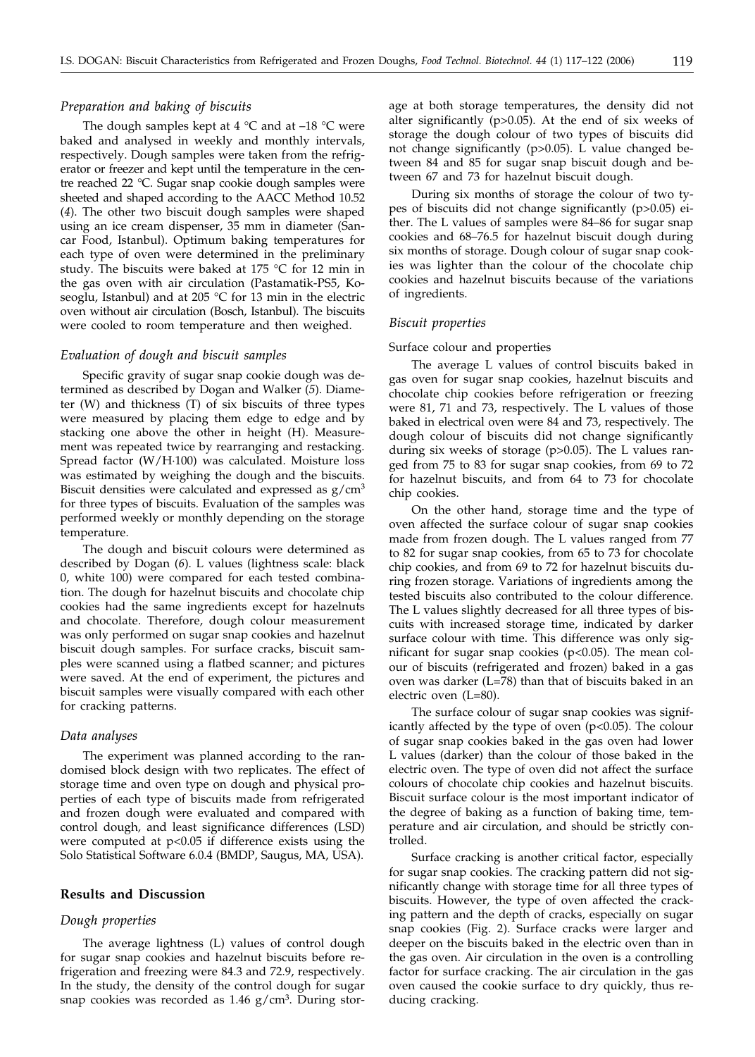### *Preparation and baking of biscuits*

The dough samples kept at 4 °C and at –18 °C were baked and analysed in weekly and monthly intervals, respectively. Dough samples were taken from the refrigerator or freezer and kept until the temperature in the centre reached 22 °C. Sugar snap cookie dough samples were sheeted and shaped according to the AACC Method 10.52 (*4*). The other two biscuit dough samples were shaped using an ice cream dispenser, 35 mm in diameter (Sancar Food, Istanbul). Optimum baking temperatures for each type of oven were determined in the preliminary study. The biscuits were baked at 175 °C for 12 min in the gas oven with air circulation (Pastamatik-PS5, Koseoglu, Istanbul) and at 205 °C for 13 min in the electric oven without air circulation (Bosch, Istanbul). The biscuits were cooled to room temperature and then weighed.

### *Evaluation of dough and biscuit samples*

Specific gravity of sugar snap cookie dough was determined as described by Dogan and Walker (*5*). Diameter (W) and thickness (T) of six biscuits of three types were measured by placing them edge to edge and by stacking one above the other in height (H). Measurement was repeated twice by rearranging and restacking. Spread factor (W/H·100) was calculated. Moisture loss was estimated by weighing the dough and the biscuits. Biscuit densities were calculated and expressed as $g/cm^3$ for three types of biscuits. Evaluation of the samples was performed weekly or monthly depending on the storage temperature.

The dough and biscuit colours were determined as described by Dogan (*6*). L values (lightness scale: black 0, white 100) were compared for each tested combination. The dough for hazelnut biscuits and chocolate chip cookies had the same ingredients except for hazelnuts and chocolate. Therefore, dough colour measurement was only performed on sugar snap cookies and hazelnut biscuit dough samples. For surface cracks, biscuit samples were scanned using a flatbed scanner; and pictures were saved. At the end of experiment, the pictures and biscuit samples were visually compared with each other for cracking patterns.

### *Data analyses*

The experiment was planned according to the randomised block design with two replicates. The effect of storage time and oven type on dough and physical properties of each type of biscuits made from refrigerated and frozen dough were evaluated and compared with control dough, and least significance differences (LSD) were computed at $p<0.05$ if difference exists using the Solo Statistical Software 6.0.4 (BMDP, Saugus, MA, USA).

## Results and Discussion

### *Dough properties*

The average lightness (L) values of control dough for sugar snap cookies and hazelnut biscuits before refrigeration and freezing were 84.3 and 72.9, respectively. In the study, the density of the control dough for sugar snap cookies was recorded as 1.46 $g/cm^3$. During storage at both storage temperatures, the density did not alter significantly ($p>0.05$). At the end of six weeks of storage the dough colour of two types of biscuits did not change significantly ($p>0.05$). L value changed between 84 and 85 for sugar snap biscuit dough and between 67 and 73 for hazelnut biscuit dough.

During six months of storage the colour of two types of biscuits did not change significantly ($p>0.05$) either. The L values of samples were 84–86 for sugar snap cookies and 68–76.5 for hazelnut biscuit dough during six months of storage. Dough colour of sugar snap cookies was lighter than the colour of the chocolate chip cookies and hazelnut biscuits because of the variations of ingredients.

### *Biscuit properties*

#### Surface colour and properties

The average L values of control biscuits baked in gas oven for sugar snap cookies, hazelnut biscuits and chocolate chip cookies before refrigeration or freezing were 81, 71 and 73, respectively. The L values of those baked in electrical oven were 84 and 73, respectively. The dough colour of biscuits did not change significantly during six weeks of storage ($p>0.05$). The L values ranged from 75 to 83 for sugar snap cookies, from 69 to 72 for hazelnut biscuits, and from 64 to 73 for chocolate chip cookies.

On the other hand, storage time and the type of oven affected the surface colour of sugar snap cookies made from frozen dough. The L values ranged from 77 to 82 for sugar snap cookies, from 65 to 73 for chocolate chip cookies, and from 69 to 72 for hazelnut biscuits during frozen storage. Variations of ingredients among the tested biscuits also contributed to the colour difference. The L values slightly decreased for all three types of biscuits with increased storage time, indicated by darker surface colour with time. This difference was only significant for sugar snap cookies ($p<0.05$). The mean colour of biscuits (refrigerated and frozen) baked in a gas oven was darker (L=78) than that of biscuits baked in an electric oven (L=80).

The surface colour of sugar snap cookies was significantly affected by the type of oven ($p<0.05$). The colour of sugar snap cookies baked in the gas oven had lower L values (darker) than the colour of those baked in the electric oven. The type of oven did not affect the surface colours of chocolate chip cookies and hazelnut biscuits. Biscuit surface colour is the most important indicator of the degree of baking as a function of baking time, temperature and air circulation, and should be strictly controlled.

Surface cracking is another critical factor, especially for sugar snap cookies. The cracking pattern did not significantly change with storage time for all three types of biscuits. However, the type of oven affected the cracking pattern and the depth of cracks, especially on sugar snap cookies (Fig. 2). Surface cracks were larger and deeper on the biscuits baked in the electric oven than in the gas oven. Air circulation in the oven is a controlling factor for surface cracking. The air circulation in the gas oven caused the cookie surface to dry quickly, thus reducing cracking.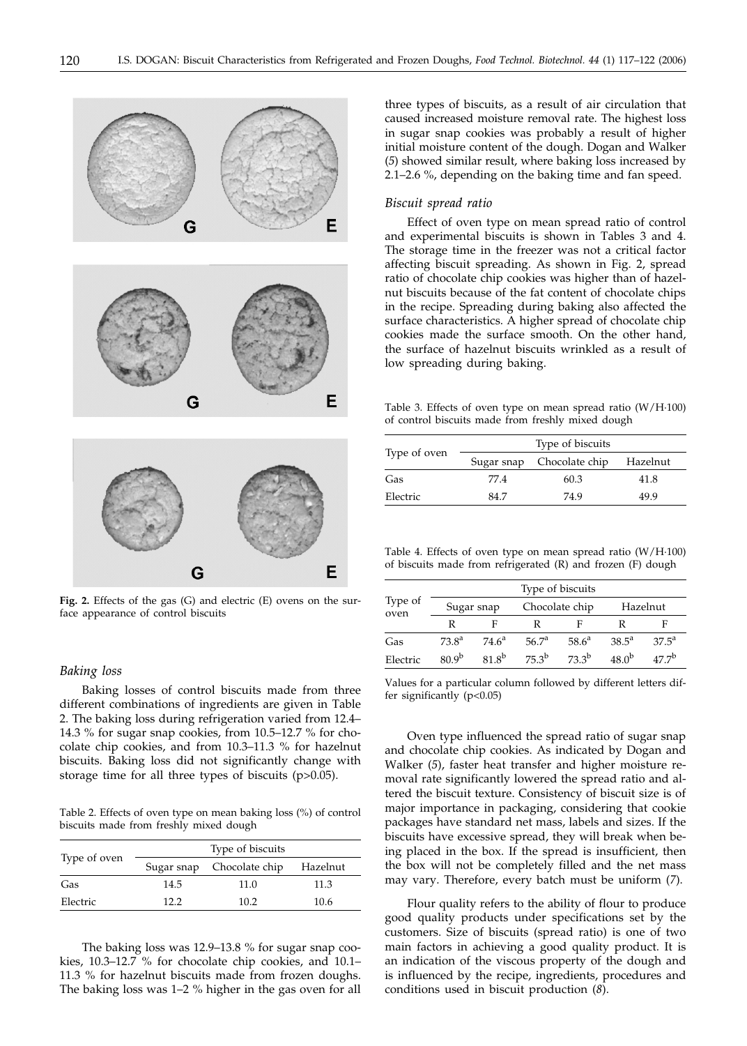**Fig. 2.** Effects of the gas (G) and electric (E) ovens on the surface appearance of control biscuits

### *Baking loss*

Baking losses of control biscuits made from three different combinations of ingredients are given in Table 2. The baking loss during refrigeration varied from 12.4–14.3 % for sugar snap cookies, from 10.5–12.7 % for chocolate chip cookies, and from 10.3–11.3 % for hazelnut biscuits. Baking loss did not significantly change with storage time for all three types of biscuits ($p>0.05$).

Table 2. Effects of oven type on mean baking loss (%) of control biscuits made from freshly mixed dough

| Type of oven | Type of biscuits | | |
|---|---|---|---|
| | Sugar snap | Chocolate chip | Hazelnut |
| Gas | 14.5 | 11.0 | 11.3 |
| Electric | 12.2 | 10.2 | 10.6 |

The baking loss was 12.9–13.8 % for sugar snap cookies, 10.3–12.7 % for chocolate chip cookies, and 10.1–11.3 % for hazelnut biscuits made from frozen doughs. The baking loss was 1–2 % higher in the gas oven for all three types of biscuits, as a result of air circulation that caused increased moisture removal rate. The highest loss in sugar snap cookies was probably a result of higher initial moisture content of the dough. Dogan and Walker (*5*) showed similar result, where baking loss increased by 2.1–2.6 %, depending on the baking time and fan speed.

### *Biscuit spread ratio*

Effect of oven type on mean spread ratio of control and experimental biscuits is shown in Tables 3 and 4. The storage time in the freezer was not a critical factor affecting biscuit spreading. As shown in Fig. 2, spread ratio of chocolate chip cookies was higher than of hazelnut biscuits because of the fat content of chocolate chips in the recipe. Spreading during baking also affected the surface characteristics. A higher spread of chocolate chip cookies made the surface smooth. On the other hand, the surface of hazelnut biscuits wrinkled as a result of low spreading during baking.

Table 3. Effects of oven type on mean spread ratio (W/H·100) of control biscuits made from freshly mixed dough

| Type of oven | Type of biscuits | | |
|---|---|---|---|
| | Sugar snap | Chocolate chip | Hazelnut |
| Gas | 77.4 | 60.3 | 41.8 |
| Electric | 84.7 | 74.9 | 49.9 |

Table 4. Effects of oven type on mean spread ratio (W/H·100) of biscuits made from refrigerated (R) and frozen (F) dough

| Type of oven | Type of biscuits | | | | | |
|---|---|---|---|---|---|---|
| | Sugar snap | | Chocolate chip | | Hazelnut | |
| | R | F | R | F | R | F |
| Gas | $73.8^a$ | $74.6^a$ | $56.7^a$ | $58.6^a$ | $38.5^a$ | $37.5^a$ |
| Electric | $80.9^b$ | $81.8^b$ | $75.3^b$ | $73.3^b$ | $48.0^b$ | $47.7^b$ |

Values for a particular column followed by different letters differ significantly ($p<0.05$)

Oven type influenced the spread ratio of sugar snap and chocolate chip cookies. As indicated by Dogan and Walker (*5*), faster heat transfer and higher moisture removal rate significantly lowered the spread ratio and altered the biscuit texture. Consistency of biscuit size is of major importance in packaging, considering that cookie packages have standard net mass, labels and sizes. If the biscuits have excessive spread, they will break when being placed in the box. If the spread is insufficient, then the box will not be completely filled and the net mass may vary. Therefore, every batch must be uniform (*7*).

Flour quality refers to the ability of flour to produce good quality products under specifications set by the customers. Size of biscuits (spread ratio) is one of two main factors in achieving a good quality product. It is an indication of the viscous property of the dough and is influenced by the recipe, ingredients, procedures and conditions used in biscuit production (*8*).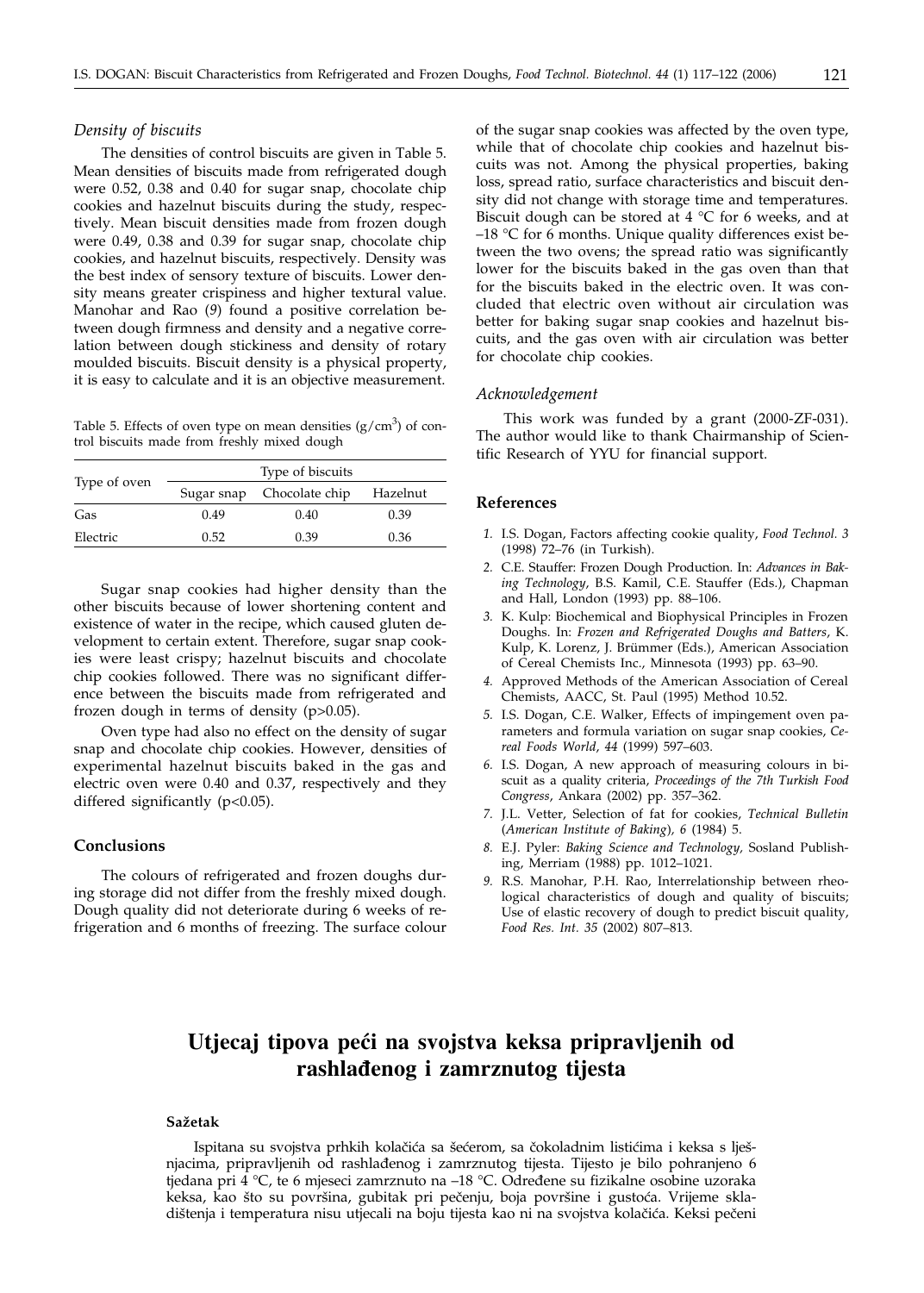### *Density of biscuits*

The densities of control biscuits are given in Table 5. Mean densities of biscuits made from refrigerated dough were 0.52, 0.38 and 0.40 for sugar snap, chocolate chip cookies and hazelnut biscuits during the study, respectively. Mean biscuit densities made from frozen dough were 0.49, 0.38 and 0.39 for sugar snap, chocolate chip cookies, and hazelnut biscuits, respectively. Density was the best index of sensory texture of biscuits. Lower density means greater crispiness and higher textural value. Manohar and Rao (*9*) found a positive correlation between dough firmness and density and a negative correlation between dough stickiness and density of rotary moulded biscuits. Biscuit density is a physical property, it is easy to calculate and it is an objective measurement.

Table 5. Effects of oven type on mean densities ($g/cm^3$) of control biscuits made from freshly mixed dough

| Type of oven | Type of biscuits | | |
|---|---|---|---|
| | Sugar snap | Chocolate chip | Hazelnut |
| Gas | 0.49 | 0.40 | 0.39 |
| Electric | 0.52 | 0.39 | 0.36 |

Sugar snap cookies had higher density than the other biscuits because of lower shortening content and existence of water in the recipe, which caused gluten development to certain extent. Therefore, sugar snap cookies were least crispy; hazelnut biscuits and chocolate chip cookies followed. There was no significant difference between the biscuits made from refrigerated and frozen dough in terms of density ($p>0.05$).

Oven type had also no effect on the density of sugar snap and chocolate chip cookies. However, densities of experimental hazelnut biscuits baked in the gas and electric oven were 0.40 and 0.37, respectively and they differed significantly ($p<0.05$).

## Conclusions

The colours of refrigerated and frozen doughs during storage did not differ from the freshly mixed dough. Dough quality did not deteriorate during 6 weeks of refrigeration and 6 months of freezing. The surface colour of the sugar snap cookies was affected by the oven type, while that of chocolate chip cookies and hazelnut biscuits was not. Among the physical properties, baking loss, spread ratio, surface characteristics and biscuit density did not change with storage time and temperatures. Biscuit dough can be stored at 4 °C for 6 weeks, and at –18 °C for 6 months. Unique quality differences exist between the two ovens; the spread ratio was significantly lower for the biscuits baked in the gas oven than that for the biscuits baked in the electric oven. It was concluded that electric oven without air circulation was better for baking sugar snap cookies and hazelnut biscuits, and the gas oven with air circulation was better for chocolate chip cookies.

### *Acknowledgement*

This work was funded by a grant (2000-ZF-031). The author would like to thank Chairmanship of Scientific Research of YYU for financial support.

## References

1. I.S. Dogan, Factors affecting cookie quality, *Food Technol. 3* (1998) 72–76 (in Turkish).
2. C.E. Stauffer: Frozen Dough Production. In: *Advances in Baking Technology*, B.S. Kamil, C.E. Stauffer (Eds.), Chapman and Hall, London (1993) pp. 88–106.
3. K. Kulp: Biochemical and Biophysical Principles in Frozen Doughs. In: *Frozen and Refrigerated Doughs and Batters*, K. Kulp, K. Lorenz, J. Brümmer (Eds.), American Association of Cereal Chemists Inc., Minnesota (1993) pp. 63–90.
4. Approved Methods of the American Association of Cereal Chemists, AACC, St. Paul (1995) Method 10.52.
5. I.S. Dogan, C.E. Walker, Effects of impingement oven parameters and formula variation on sugar snap cookies, *Cereal Foods World*, *44* (1999) 597–603.
6. I.S. Dogan, A new approach of measuring colours in biscuit as a quality criteria, *Proceedings of the 7th Turkish Food Congress*, Ankara (2002) pp. 357–362.
7. J.L. Vetter, Selection of fat for cookies, *Technical Bulletin* (*American Institute of Baking*), *6* (1984) 5.
8. E.J. Pyler: *Baking Science and Technology*, Sosland Publishing, Merriam (1988) pp. 1012–1021.
9. R.S. Manohar, P.H. Rao, Interrelationship between rheological characteristics of dough and quality of biscuits; Use of elastic recovery of dough to predict biscuit quality, *Food Res. Int. 35* (2002) 807–813.

# Utjecaj tipova peći na svojstva keksa pripravljenih od rashlađenog i zamrznutog tijesta

#### Sažetak

Ispitana su svojstva prhkih kolačića sa šećerom, sa čokoladnim listićima i keksa s lješnjacima, pripravljenih od rashlađenog i zamrznutog tijesta. Tijesto je bilo pohranjeno 6 tjedana pri 4 °C, te 6 mjeseci zamrznuto na –18 °C. Određene su fizikalne osobine uzoraka keksa, kao što su površina, gubitak pri pečenju, boja površine i gustoća. Vrijeme skladištenja i temperatura nisu utjecali na boju tijesta kao ni na svojstva kolačića. Keksi pečeni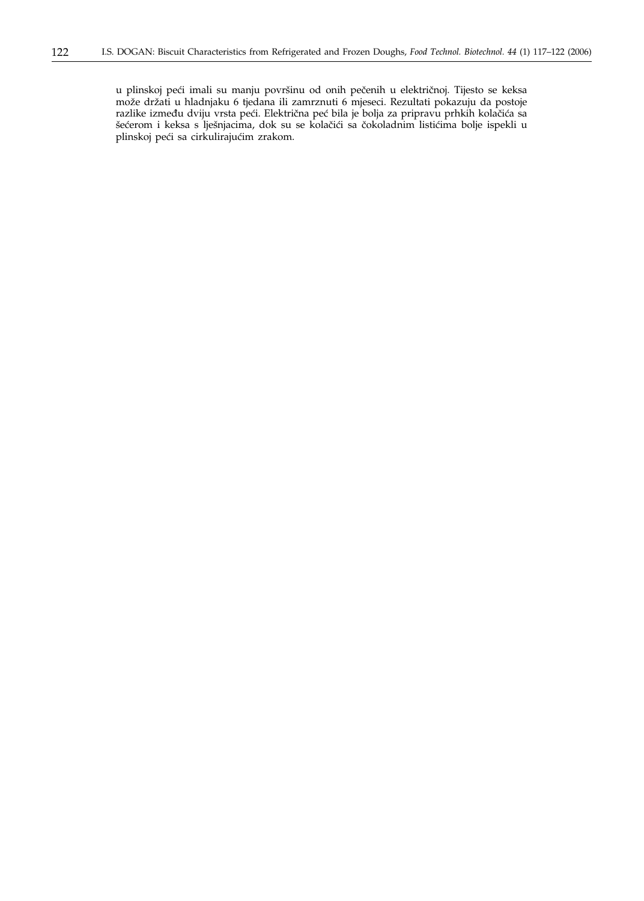u plinskoj peći imali su manju površinu od onih pečenih u električnoj. Tijesto se keksa može držati u hladnjaku 6 tjedana ili zamrznuti 6 mjeseci. Rezultati pokazuju da postoje razlike između dviju vrsta peći. Električna peć bila je bolja za pripravu prhkih kolačića sa šećerom i keksa s lješnjacima, dok su se kolačići sa čokoladnim listićima bolje ispekli u plinskoj peći sa cirkulirajućim zrakom.